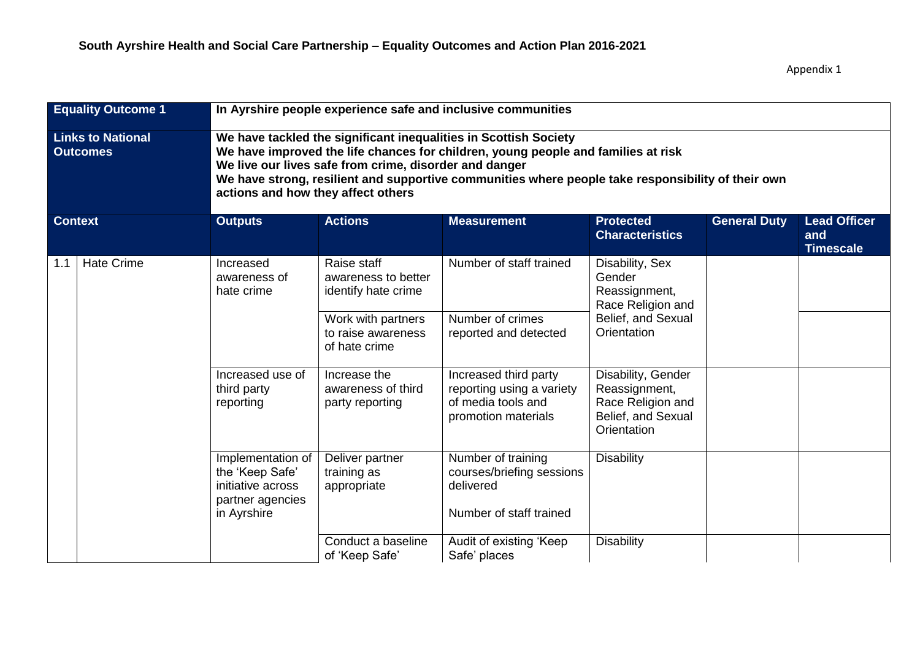## South Ayrshire Health and Social Care Partnership – Equality Outcomes and Action Plan 2016-2021

Appendix 1

| **Equality Outcome 1** | | **In Ayrshire people experience safe and inclusive communities** | | | | | |
|---|---|---|---|---|---|---|---|
| **Links to National Outcomes** | | **We have tackled the significant inequalities in Scottish Society<br>We have improved the life chances for children, young people and families at risk<br>We live our lives safe from crime, disorder and danger<br>We have strong, resilient and supportive communities where people take responsibility of their own actions and how they affect others** | | | | | |
| **Context** | | **Outputs** | **Actions** | **Measurement** | **Protected Characteristics** | **General Duty** | **Lead Officer and Timescale** |
| 1.1 | Hate Crime | Increased awareness of hate crime | Raise staff awareness to better identify hate crime | Number of staff trained | Disability, Sex Gender Reassignment, Race Religion and Belief, and Sexual Orientation | | |
| | | | Work with partners to raise awareness of hate crime | Number of crimes reported and detected | | | |
| | | Increased use of third party reporting | Increase the awareness of third party reporting | Increased third party reporting using a variety of media tools and promotion materials | Disability, Gender Reassignment, Race Religion and Belief, and Sexual Orientation | | |
| | | Implementation of the 'Keep Safe' initiative across partner agencies in Ayrshire | Deliver partner training as appropriate | Number of training courses/briefing sessions delivered<br><br>Number of staff trained | Disability | | |
| | | | Conduct a baseline of 'Keep Safe' | Audit of existing 'Keep Safe' places | Disability | | |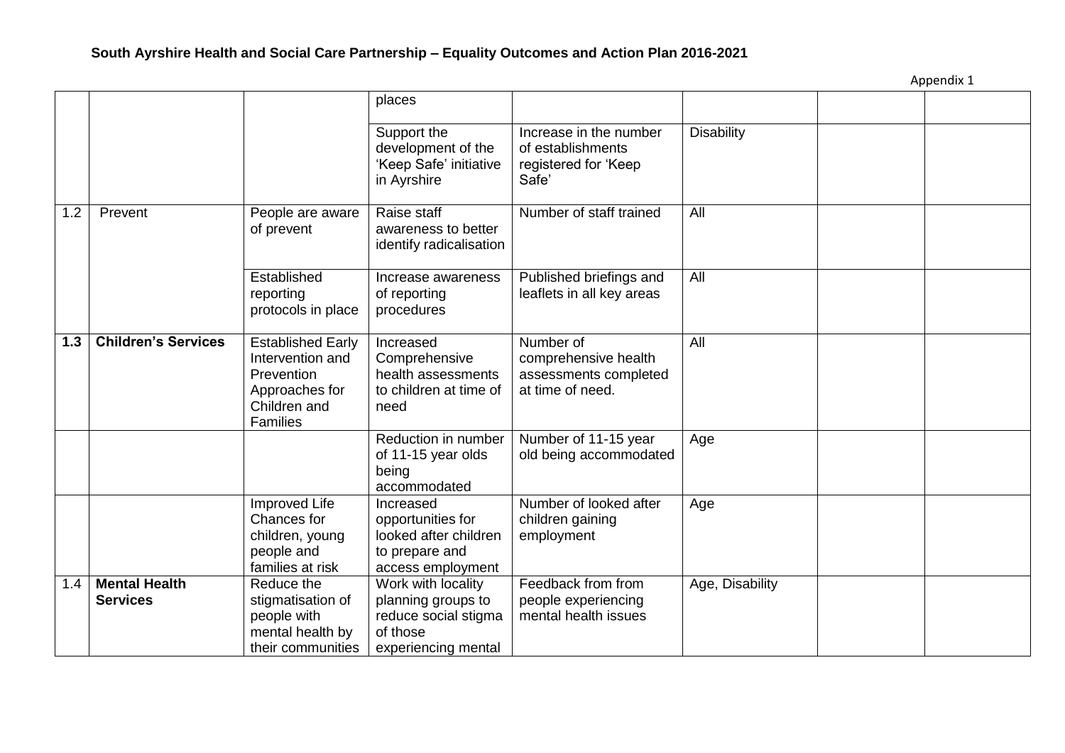**South Ayrshire Health and Social Care Partnership – Equality Outcomes and Action Plan 2016-2021**

Appendix 1

| | | | | | | | |
|---|---|---|---|---|---|---|---|
| | | | places | | | | |
| | | | Support the development of the 'Keep Safe' initiative in Ayrshire | Increase in the number of establishments registered for 'Keep Safe' | Disability | | |
| 1.2 | Prevent | People are aware of prevent | Raise staff awareness to better identify radicalisation | Number of staff trained | All | | |
| | | Established reporting protocols in place | Increase awareness of reporting procedures | Published briefings and leaflets in all key areas | All | | |
| **1.3** | **Children's Services** | Established Early Intervention and Prevention Approaches for Children and Families | Increased Comprehensive health assessments to children at time of need | Number of comprehensive health assessments completed at time of need. | All | | |
| | | | Reduction in number of 11-15 year olds being accommodated | Number of 11-15 year old being accommodated | Age | | |
| | | Improved Life Chances for children, young people and families at risk | Increased opportunities for looked after children to prepare and access employment | Number of looked after children gaining employment | Age | | |
| 1.4 | **Mental Health Services** | Reduce the stigmatisation of people with mental health by their communities | Work with locality planning groups to reduce social stigma of those experiencing mental | Feedback from from people experiencing mental health issues | Age, Disability | | |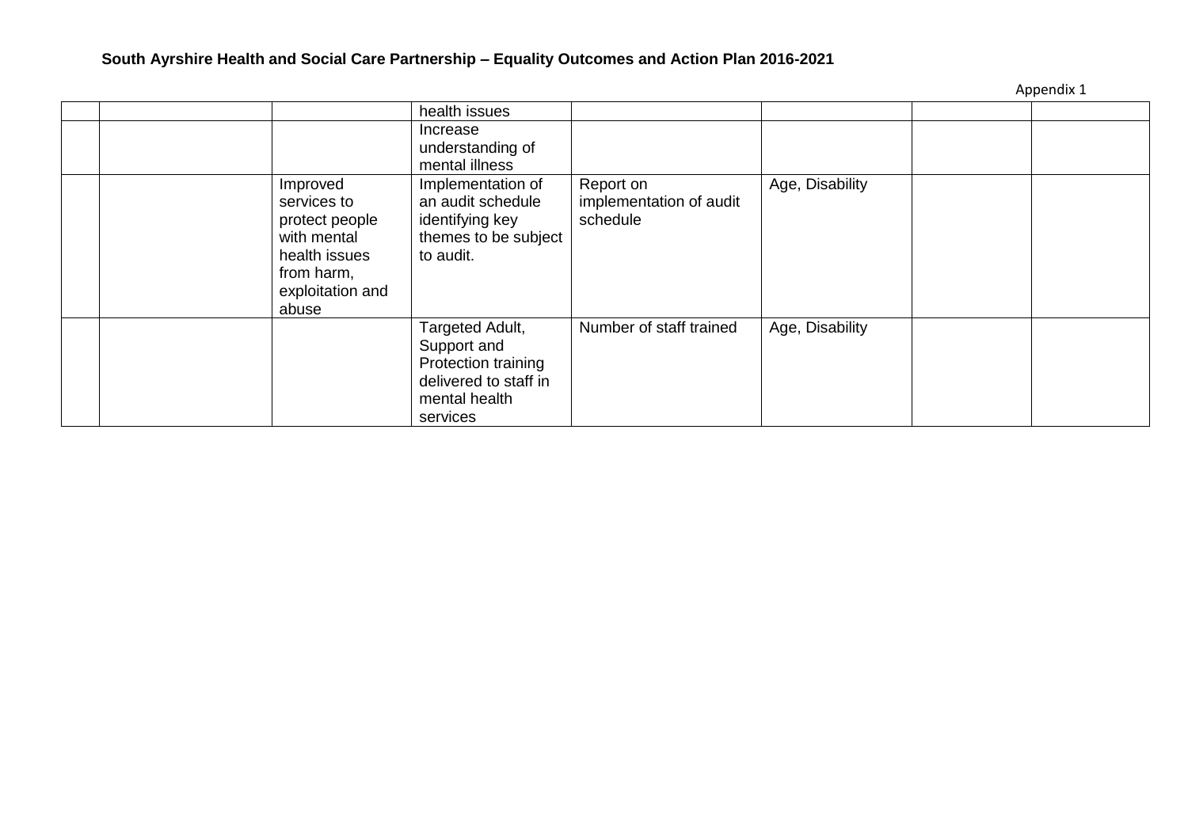**South Ayrshire Health and Social Care Partnership – Equality Outcomes and Action Plan 2016-2021**

Appendix 1

| | | | | | | | |
|---|---|---|---|---|---|---|---|
| | | | health issues | | | | |
| | | | Increase understanding of mental illness | | | | |
| | | Improved services to protect people with mental health issues from harm, exploitation and abuse | Implementation of an audit schedule identifying key themes to be subject to audit. | Report on implementation of audit schedule | Age, Disability | | |
| | | | Targeted Adult, Support and Protection training delivered to staff in mental health services | Number of staff trained | Age, Disability | | |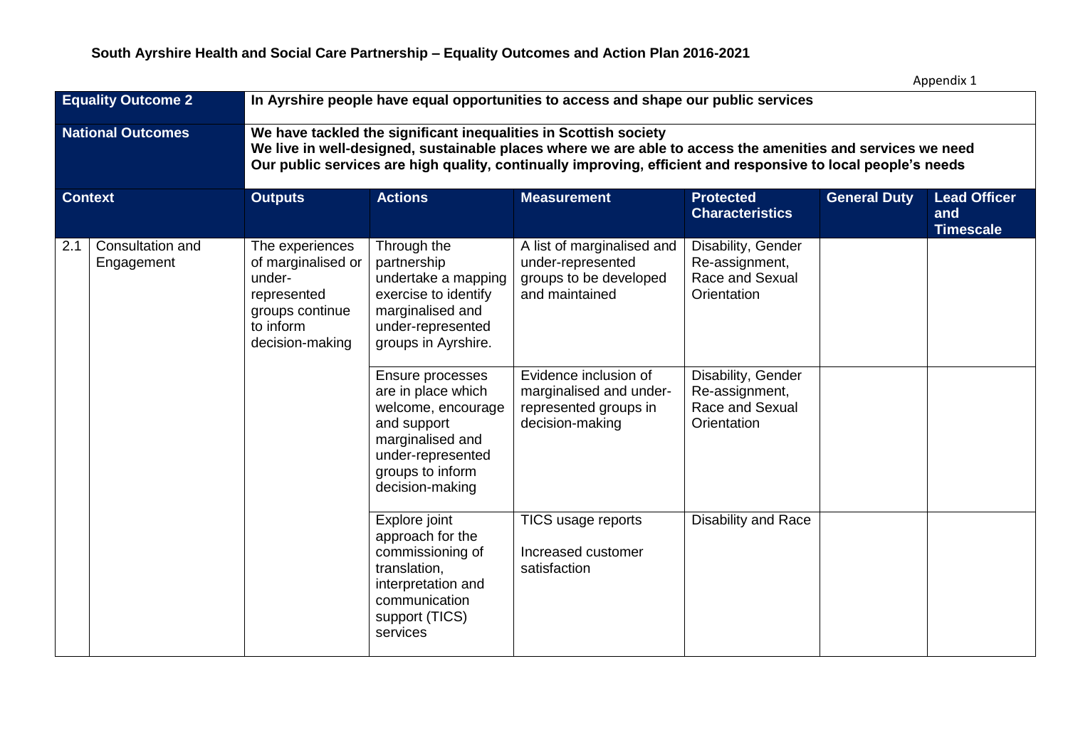**South Ayrshire Health and Social Care Partnership – Equality Outcomes and Action Plan 2016-2021**

Appendix 1

| **Equality Outcome 2** | | **In Ayrshire people have equal opportunities to access and shape our public services** | | | | | |
|---|---|---|---|---|---|---|---|
| **National Outcomes** | | **We have tackled the significant inequalities in Scottish society**<br>**We live in well-designed, sustainable places where we are able to access the amenities and services we need**<br>**Our public services are high quality, continually improving, efficient and responsive to local people's needs** | | | | | |
| **Context** | | **Outputs** | **Actions** | **Measurement** | **Protected Characteristics** | **General Duty** | **Lead Officer and Timescale** |
| 2.1 | Consultation and Engagement | The experiences of marginalised or under-represented groups continue to inform decision-making | Through the partnership undertake a mapping exercise to identify marginalised and under-represented groups in Ayrshire. | A list of marginalised and under-represented groups to be developed and maintained | Disability, Gender Re-assignment, Race and Sexual Orientation | | |
| | | | Ensure processes are in place which welcome, encourage and support marginalised and under-represented groups to inform decision-making | Evidence inclusion of marginalised and under-represented groups in decision-making | Disability, Gender Re-assignment, Race and Sexual Orientation | | |
| | | | Explore joint approach for the commissioning of translation, interpretation and communication support (TICS) services | TICS usage reports<br><br>Increased customer satisfaction | Disability and Race | | |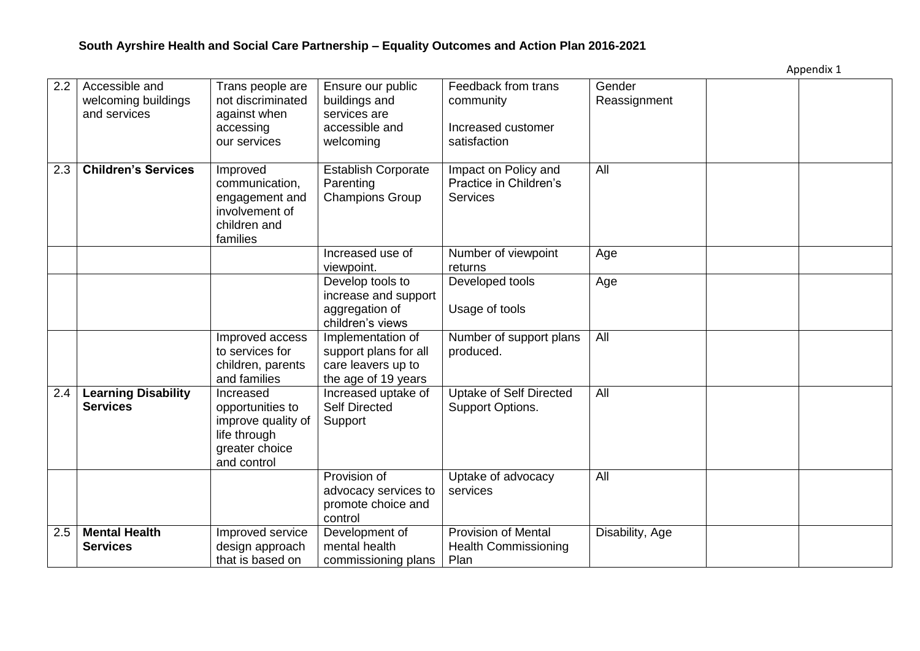**South Ayrshire Health and Social Care Partnership – Equality Outcomes and Action Plan 2016-2021**

Appendix 1

| | | | | | | | |
|---|---|---|---|---|---|---|---|
| 2.2 | Accessible and welcoming buildings and services | Trans people are not discriminated against when accessing our services | Ensure our public buildings and services are accessible and welcoming | Feedback from trans community<br><br>Increased customer satisfaction | Gender Reassignment | | |
| 2.3 | **Children's Services** | Improved communication, engagement and involvement of children and families | Establish Corporate Parenting Champions Group | Impact on Policy and Practice in Children's Services | All | | |
| | | | Increased use of viewpoint. | Number of viewpoint returns | Age | | |
| | | | Develop tools to increase and support aggregation of children's views | Developed tools<br><br>Usage of tools | Age | | |
| | | Improved access to services for children, parents and families | Implementation of support plans for all care leavers up to the age of 19 years | Number of support plans produced. | All | | |
| 2.4 | **Learning Disability Services** | Increased opportunities to improve quality of life through greater choice and control | Increased uptake of Self Directed Support | Uptake of Self Directed Support Options. | All | | |
| | | | Provision of advocacy services to promote choice and control | Uptake of advocacy services | All | | |
| 2.5 | **Mental Health Services** | Improved service design approach that is based on | Development of mental health commissioning plans | Provision of Mental Health Commissioning Plan | Disability, Age | | |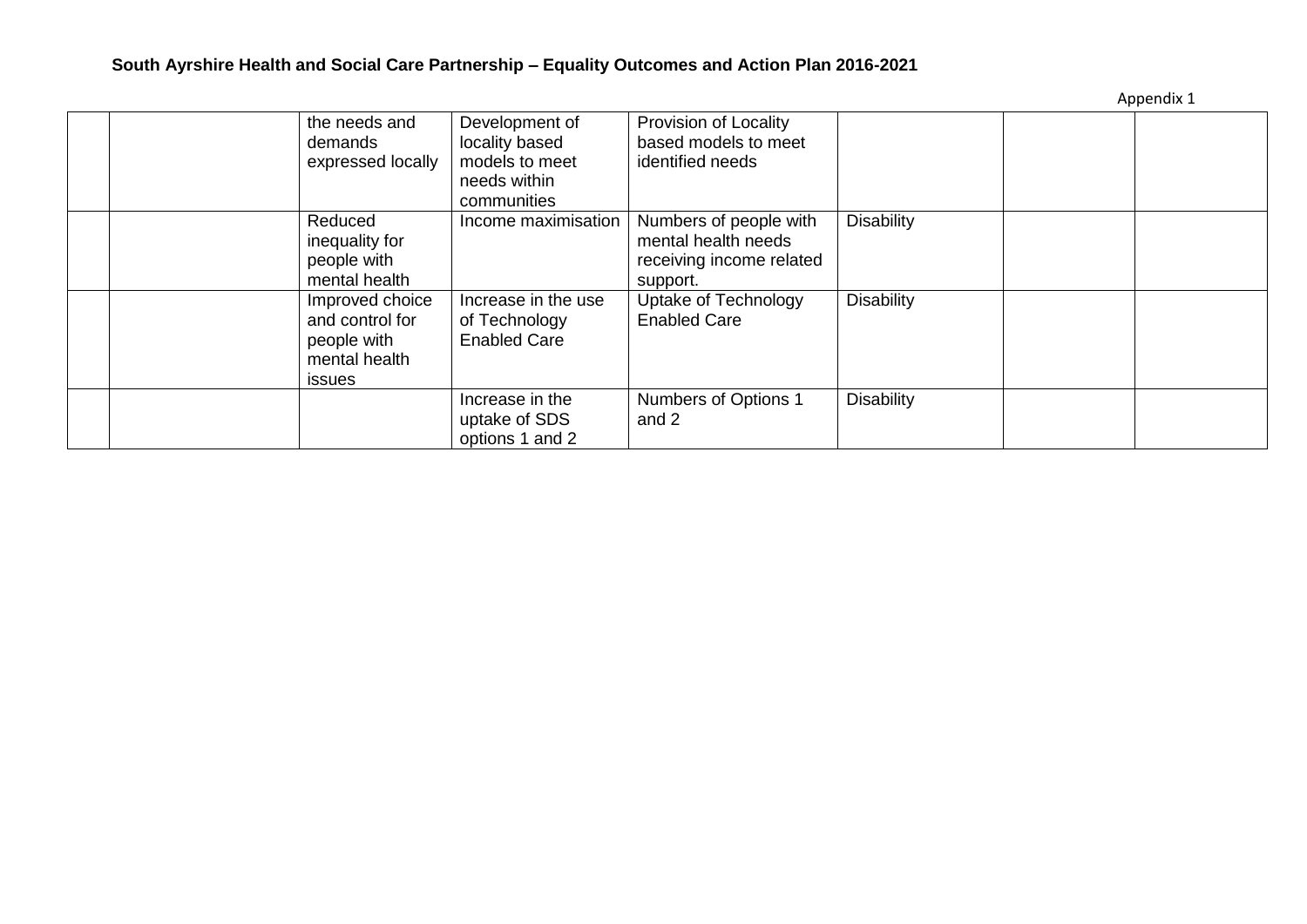**South Ayrshire Health and Social Care Partnership – Equality Outcomes and Action Plan 2016-2021**

Appendix 1

| | | | | | | | |
|---|---|---|---|---|---|---|---|
| | | the needs and demands expressed locally | Development of locality based models to meet needs within communities | Provision of Locality based models to meet identified needs | | | |
| | | Reduced inequality for people with mental health | Income maximisation | Numbers of people with mental health needs receiving income related support. | Disability | | |
| | | Improved choice and control for people with mental health issues | Increase in the use of Technology Enabled Care | Uptake of Technology Enabled Care | Disability | | |
| | | | Increase in the uptake of SDS options 1 and 2 | Numbers of Options 1 and 2 | Disability | | |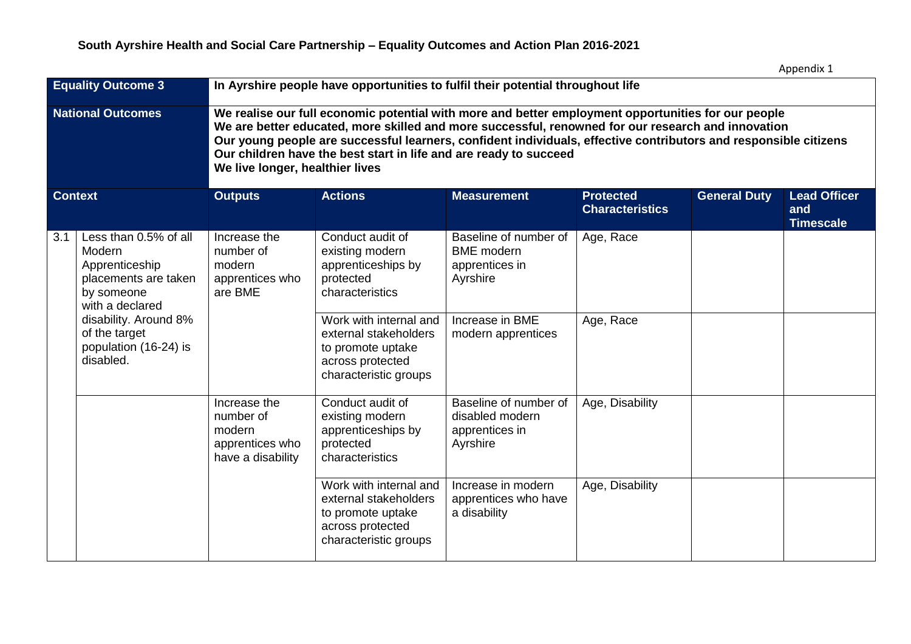**South Ayrshire Health and Social Care Partnership – Equality Outcomes and Action Plan 2016-2021**

Appendix 1

| **Equality Outcome 3** | | **In Ayrshire people have opportunities to fulfil their potential throughout life** | | | | | |
|---|---|---|---|---|---|---|---|
| **National Outcomes** | | **We realise our full economic potential with more and better employment opportunities for our people**<br>**We are better educated, more skilled and more successful, renowned for our research and innovation**<br>**Our young people are successful learners, confident individuals, effective contributors and responsible citizens**<br>**Our children have the best start in life and are ready to succeed**<br>**We live longer, healthier lives** | | | | | |
| **Context** | | **Outputs** | **Actions** | **Measurement** | **Protected Characteristics** | **General Duty** | **Lead Officer and Timescale** |
| 3.1 | Less than 0.5% of all Modern Apprenticeship placements are taken by someone with a declared disability. Around 8% of the target population (16-24) is disabled. | Increase the number of modern apprentices who are BME | Conduct audit of existing modern apprenticeships by protected characteristics | Baseline of number of BME modern apprentices in Ayrshire | Age, Race | | |
| | | | Work with internal and external stakeholders to promote uptake across protected characteristic groups | Increase in BME modern apprentices | Age, Race | | |
| | | Increase the number of modern apprentices who have a disability | Conduct audit of existing modern apprenticeships by protected characteristics | Baseline of number of disabled modern apprentices in Ayrshire | Age, Disability | | |
| | | | Work with internal and external stakeholders to promote uptake across protected characteristic groups | Increase in modern apprentices who have a disability | Age, Disability | | |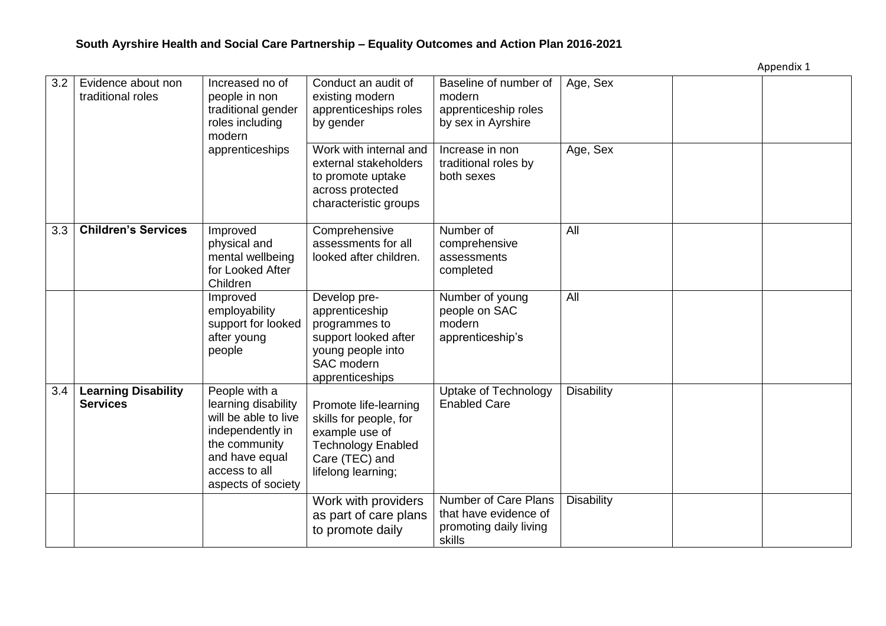**South Ayrshire Health and Social Care Partnership – Equality Outcomes and Action Plan 2016-2021**

Appendix 1

| | | | | | | | |
|---|---|---|---|---|---|---|---|
| 3.2 | Evidence about non traditional roles | Increased no of people in non traditional gender roles including modern apprenticeships | Conduct an audit of existing modern apprenticeships roles by gender | Baseline of number of modern apprenticeship roles by sex in Ayrshire | Age, Sex | | |
| | | | Work with internal and external stakeholders to promote uptake across protected characteristic groups | Increase in non traditional roles by both sexes | Age, Sex | | |
| 3.3 | **Children's Services** | Improved physical and mental wellbeing for Looked After Children | Comprehensive assessments for all looked after children. | Number of comprehensive assessments completed | All | | |
| | | Improved employability support for looked after young people | Develop pre-apprenticeship programmes to support looked after young people into SAC modern apprenticeships | Number of young people on SAC modern apprenticeship's | All | | |
| 3.4 | **Learning Disability Services** | People with a learning disability will be able to live independently in the community and have equal access to all aspects of society | Promote life-learning skills for people, for example use of Technology Enabled Care (TEC) and lifelong learning; | Uptake of Technology Enabled Care | Disability | | |
| | | | Work with providers as part of care plans to promote daily | Number of Care Plans that have evidence of promoting daily living skills | Disability | | |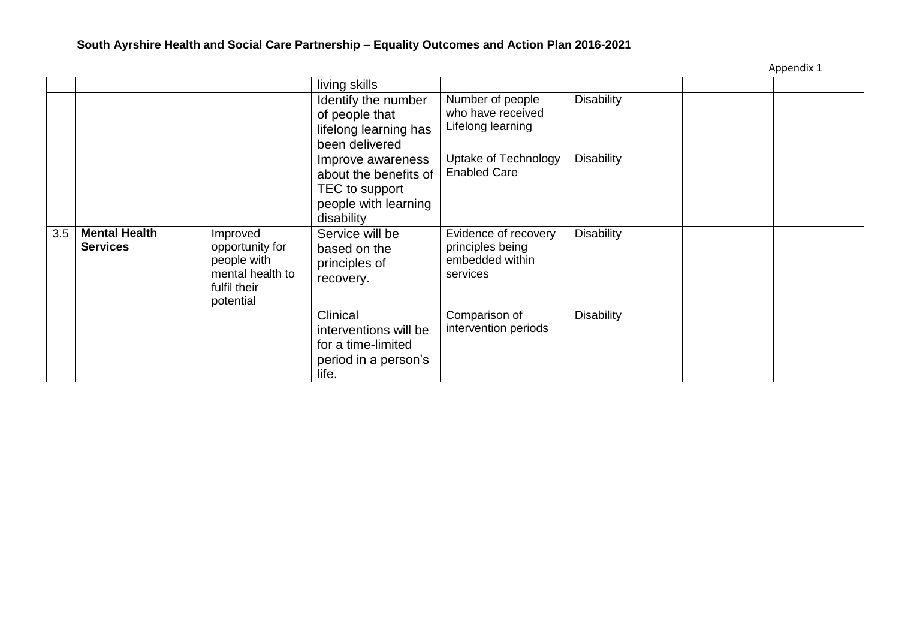**South Ayrshire Health and Social Care Partnership – Equality Outcomes and Action Plan 2016-2021**

Appendix 1

| | | | | | | | |
|---|---|---|---|---|---|---|---|
| | | | living skills | | | | |
| | | | Identify the number of people that lifelong learning has been delivered | Number of people who have received Lifelong learning | Disability | | |
| | | | Improve awareness about the benefits of TEC to support people with learning disability | Uptake of Technology Enabled Care | Disability | | |
| 3.5 | **Mental Health Services** | Improved opportunity for people with mental health to fulfil their potential | Service will be based on the principles of recovery. | Evidence of recovery principles being embedded within services | Disability | | |
| | | | Clinical interventions will be for a time-limited period in a person's life. | Comparison of intervention periods | Disability | | |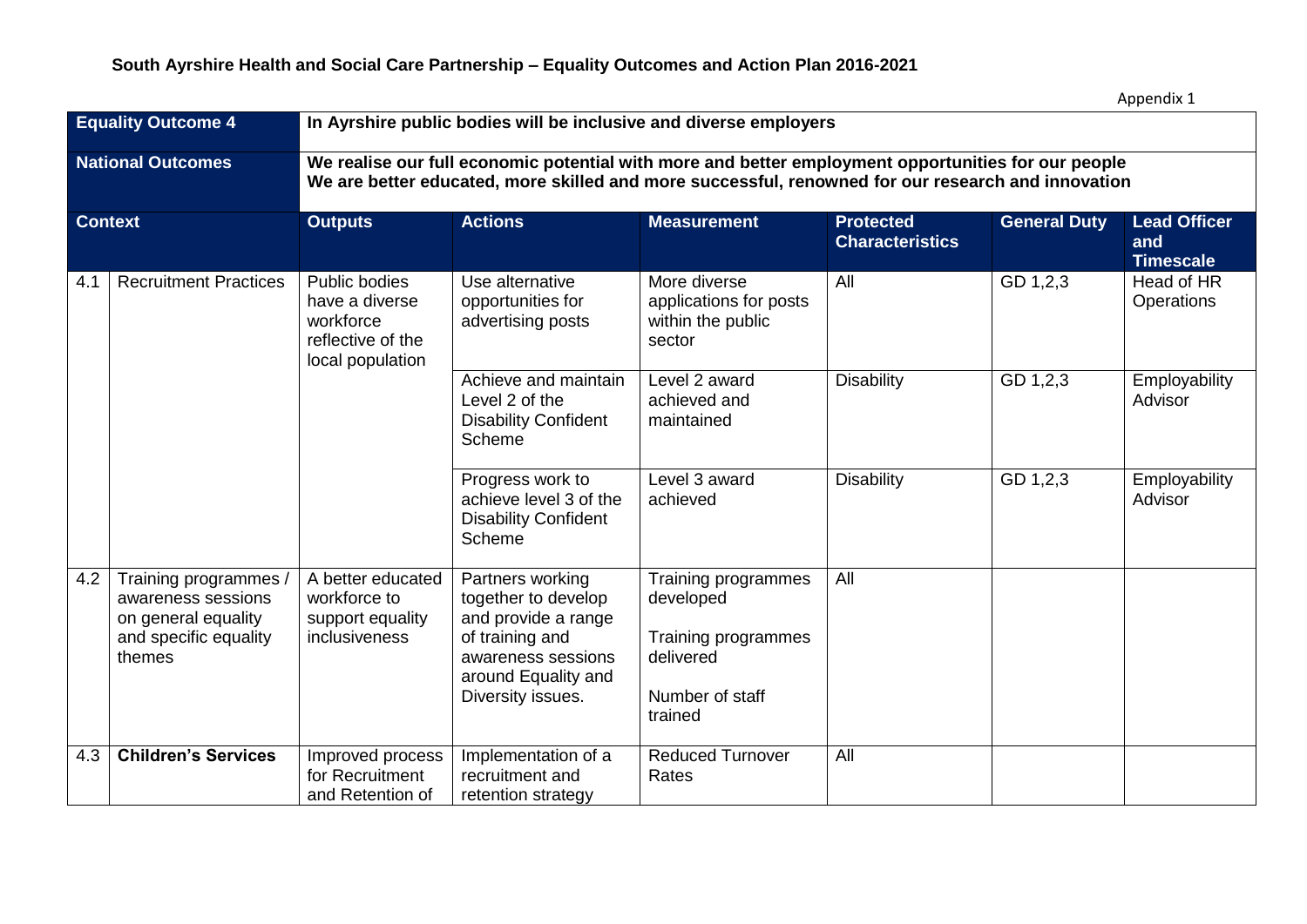**South Ayrshire Health and Social Care Partnership – Equality Outcomes and Action Plan 2016-2021**

Appendix 1

| Equality Outcome 4 | | In Ayrshire public bodies will be inclusive and diverse employers | | | | | |
|---|---|---|---|---|---|---|---|
| **National Outcomes** | | **We realise our full economic potential with more and better employment opportunities for our people<br>We are better educated, more skilled and more successful, renowned for our research and innovation** | | | | | |
| **Context** | | **Outputs** | **Actions** | **Measurement** | **Protected Characteristics** | **General Duty** | **Lead Officer and Timescale** |
| 4.1 | Recruitment Practices | Public bodies have a diverse workforce reflective of the local population | Use alternative opportunities for advertising posts | More diverse applications for posts within the public sector | All | GD 1,2,3 | Head of HR Operations |
| | | | Achieve and maintain Level 2 of the Disability Confident Scheme | Level 2 award achieved and maintained | Disability | GD 1,2,3 | Employability Advisor |
| | | | Progress work to achieve level 3 of the Disability Confident Scheme | Level 3 award achieved | Disability | GD 1,2,3 | Employability Advisor |
| 4.2 | Training programmes / awareness sessions on general equality and specific equality themes | A better educated workforce to support equality inclusiveness | Partners working together to develop and provide a range of training and awareness sessions around Equality and Diversity issues. | Training programmes developed<br><br>Training programmes delivered<br><br>Number of staff trained | All | | |
| 4.3 | **Children's Services** | Improved process for Recruitment and Retention of | Implementation of a recruitment and retention strategy | Reduced Turnover Rates | All | | |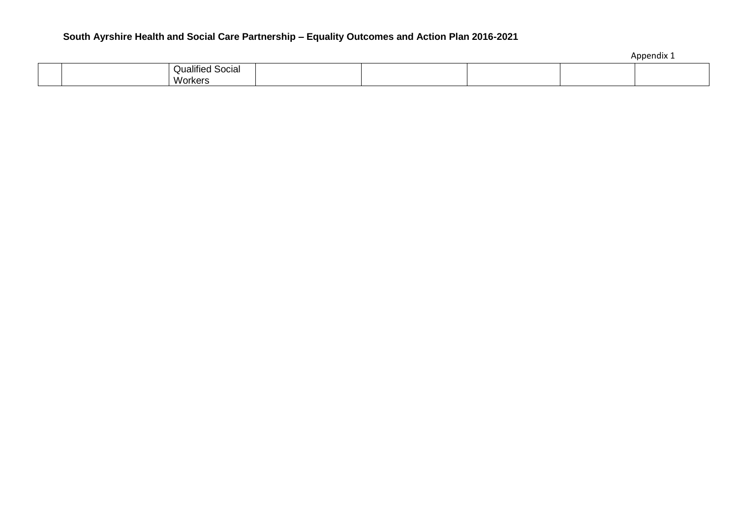| | | | | | | | |
|---|---|---|---|---|---|---|---|
| | | Qualified Social Workers | | | | | |